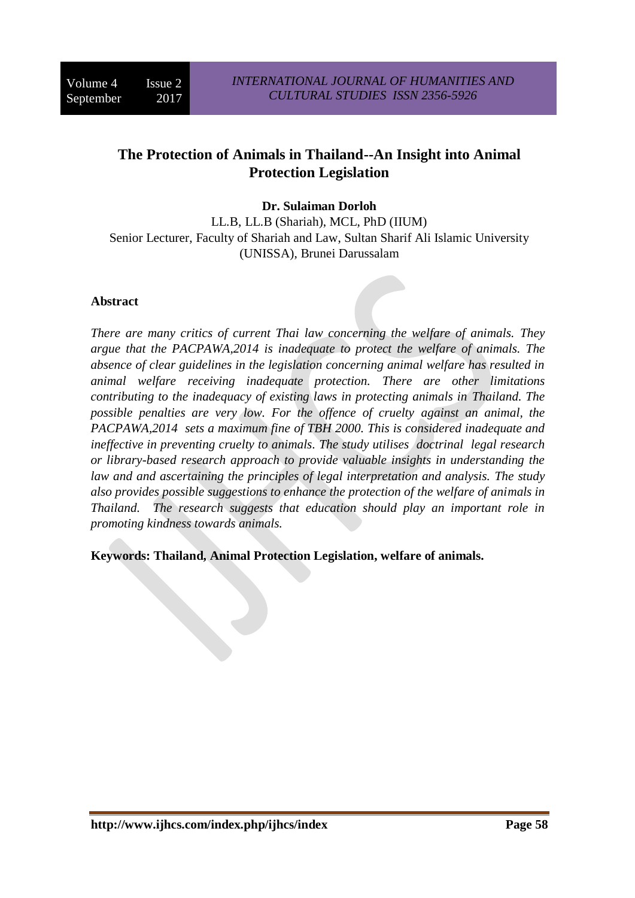# The Protection of Animals in Thailand--An Insight into Animal Protection Legislation

**Dr. Sulaiman Dorloh**

LL.B, LL.B (Shariah), MCL, PhD (IIUM)
Senior Lecturer, Faculty of Shariah and Law, Sultan Sharif Ali Islamic University (UNISSA), Brunei Darussalam

## Abstract

*There are many critics of current Thai law concerning the welfare of animals. They argue that the PACPAWA,2014 is inadequate to protect the welfare of animals. The absence of clear guidelines in the legislation concerning animal welfare has resulted in animal welfare receiving inadequate protection. There are other limitations contributing to the inadequacy of existing laws in protecting animals in Thailand. The possible penalties are very low. For the offence of cruelty against an animal, the PACPAWA,2014 sets a maximum fine of TBH 2000. This is considered inadequate and ineffective in preventing cruelty to animals. The study utilises doctrinal legal research or library-based research approach to provide valuable insights in understanding the law and and ascertaining the principles of legal interpretation and analysis. The study also provides possible suggestions to enhance the protection of the welfare of animals in Thailand. The research suggests that education should play an important role in promoting kindness towards animals.*

**Keywords: Thailand, Animal Protection Legislation, welfare of animals.**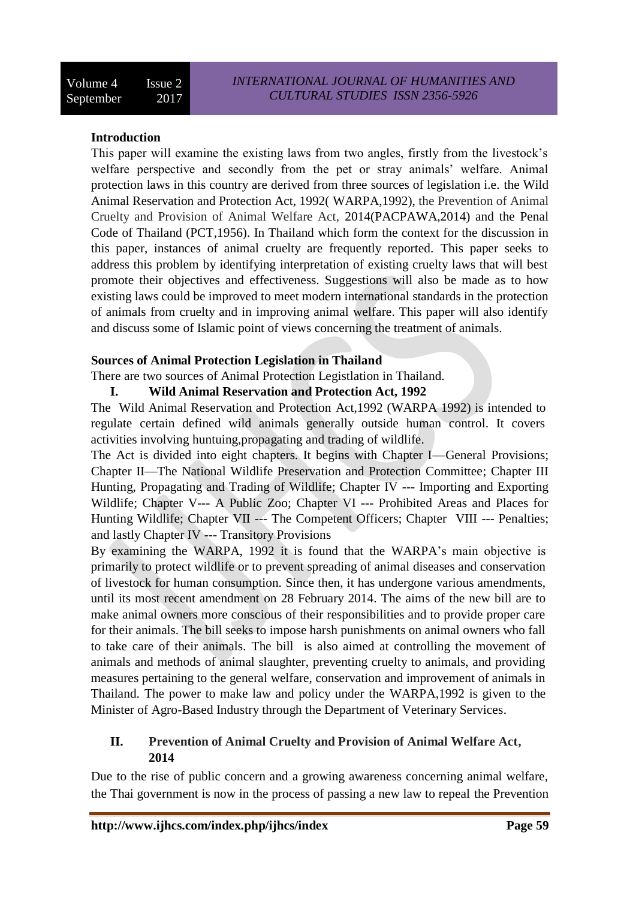## Introduction

This paper will examine the existing laws from two angles, firstly from the livestock's welfare perspective and secondly from the pet or stray animals' welfare. Animal protection laws in this country are derived from three sources of legislation i.e. the Wild Animal Reservation and Protection Act, 1992( WARPA,1992), the Prevention of Animal Cruelty and Provision of Animal Welfare Act, 2014(PACPAWA,2014) and the Penal Code of Thailand (PCT,1956). In Thailand which form the context for the discussion in this paper, instances of animal cruelty are frequently reported. This paper seeks to address this problem by identifying interpretation of existing cruelty laws that will best promote their objectives and effectiveness. Suggestions will also be made as to how existing laws could be improved to meet modern international standards in the protection of animals from cruelty and in improving animal welfare. This paper will also identify and discuss some of Islamic point of views concerning the treatment of animals.

## Sources of Animal Protection Legislation in Thailand

There are two sources of Animal Protection Legistlation in Thailand.

### I. Wild Animal Reservation and Protection Act, 1992

The Wild Animal Reservation and Protection Act,1992 (WARPA 1992) is intended to regulate certain defined wild animals generally outside human control. It covers activities involving huntuing,propagating and trading of wildlife.

The Act is divided into eight chapters. It begins with Chapter I—General Provisions; Chapter II—The National Wildlife Preservation and Protection Committee; Chapter III Hunting, Propagating and Trading of Wildlife; Chapter IV --- Importing and Exporting Wildlife; Chapter V--- A Public Zoo; Chapter VI --- Prohibited Areas and Places for Hunting Wildlife; Chapter VII --- The Competent Officers; Chapter VIII --- Penalties; and lastly Chapter IV --- Transitory Provisions

By examining the WARPA, 1992 it is found that the WARPA's main objective is primarily to protect wildlife or to prevent spreading of animal diseases and conservation of livestock for human consumption. Since then, it has undergone various amendments, until its most recent amendment on 28 February 2014. The aims of the new bill are to make animal owners more conscious of their responsibilities and to provide proper care for their animals. The bill seeks to impose harsh punishments on animal owners who fall to take care of their animals. The bill is also aimed at controlling the movement of animals and methods of animal slaughter, preventing cruelty to animals, and providing measures pertaining to the general welfare, conservation and improvement of animals in Thailand. The power to make law and policy under the WARPA,1992 is given to the Minister of Agro-Based Industry through the Department of Veterinary Services.

### II. Prevention of Animal Cruelty and Provision of Animal Welfare Act, 2014

Due to the rise of public concern and a growing awareness concerning animal welfare, the Thai government is now in the process of passing a new law to repeal the Prevention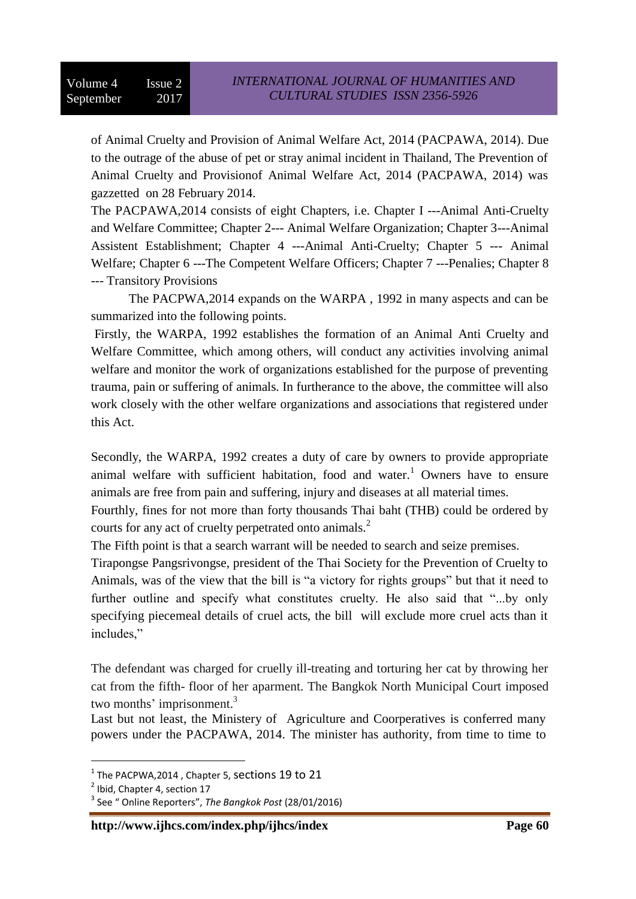of Animal Cruelty and Provision of Animal Welfare Act, 2014 (PACPAWA, 2014). Due to the outrage of the abuse of pet or stray animal incident in Thailand, The Prevention of Animal Cruelty and Provisionof Animal Welfare Act, 2014 (PACPAWA, 2014) was gazzetted on 28 February 2014.

The PACPAWA,2014 consists of eight Chapters, i.e. Chapter I ---Animal Anti-Cruelty and Welfare Committee; Chapter 2--- Animal Welfare Organization; Chapter 3---Animal Assistent Establishment; Chapter 4 ---Animal Anti-Cruelty; Chapter 5 --- Animal Welfare; Chapter 6 ---The Competent Welfare Officers; Chapter 7 ---Penalies; Chapter 8 --- Transitory Provisions

The PACPWA,2014 expands on the WARPA , 1992 in many aspects and can be summarized into the following points.

Firstly, the WARPA, 1992 establishes the formation of an Animal Anti Cruelty and Welfare Committee, which among others, will conduct any activities involving animal welfare and monitor the work of organizations established for the purpose of preventing trauma, pain or suffering of animals. In furtherance to the above, the committee will also work closely with the other welfare organizations and associations that registered under this Act.

Secondly, the WARPA, 1992 creates a duty of care by owners to provide appropriate animal welfare with sufficient habitation, food and water.[1] Owners have to ensure animals are free from pain and suffering, injury and diseases at all material times.

Fourthly, fines for not more than forty thousands Thai baht (THB) could be ordered by courts for any act of cruelty perpetrated onto animals.[2]

The Fifth point is that a search warrant will be needed to search and seize premises.

Tirapongse Pangsrivongse, president of the Thai Society for the Prevention of Cruelty to Animals, was of the view that the bill is "a victory for rights groups" but that it need to further outline and specify what constitutes cruelty. He also said that "...by only specifying piecemeal details of cruel acts, the bill will exclude more cruel acts than it includes,"

The defendant was charged for cruelly ill-treating and torturing her cat by throwing her cat from the fifth- floor of her aparment. The Bangkok North Municipal Court imposed two months' imprisonment.[3]

Last but not least, the Ministery of Agriculture and Coorperatives is conferred many powers under the PACPAWA, 2014. The minister has authority, from time to time to

---

[1] The PACPWA,2014 , Chapter 5, sections 19 to 21

[2] Ibid, Chapter 4, section 17

[3] See " Online Reporters", *The Bangkok Post* (28/01/2016)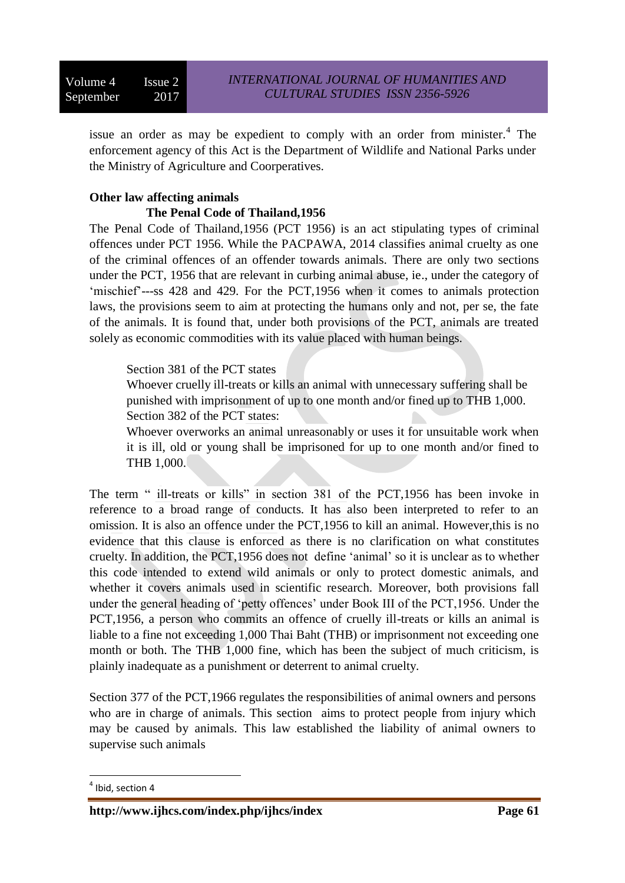issue an order as may be expedient to comply with an order from minister.[4] The enforcement agency of this Act is the Department of Wildlife and National Parks under the Ministry of Agriculture and Coorperatives.

**Other law affecting animals**

**The Penal Code of Thailand,1956**

The Penal Code of Thailand,1956 (PCT 1956) is an act stipulating types of criminal offences under PCT 1956. While the PACPAWA, 2014 classifies animal cruelty as one of the criminal offences of an offender towards animals. There are only two sections under the PCT, 1956 that are relevant in curbing animal abuse, ie., under the category of 'mischief'---ss 428 and 429. For the PCT,1956 when it comes to animals protection laws, the provisions seem to aim at protecting the humans only and not, per se, the fate of the animals. It is found that, under both provisions of the PCT, animals are treated solely as economic commodities with its value placed with human beings.

> Section 381 of the PCT states
>
> Whoever cruelly ill-treats or kills an animal with unnecessary suffering shall be punished with imprisonment of up to one month and/or fined up to THB 1,000.
>
> Section 382 of the PCT states:
>
> Whoever overworks an animal unreasonably or uses it for unsuitable work when it is ill, old or young shall be imprisoned for up to one month and/or fined to THB 1,000.

The term " ill-treats or kills" in section 381 of the PCT,1956 has been invoke in reference to a broad range of conducts. It has also been interpreted to refer to an omission. It is also an offence under the PCT,1956 to kill an animal. However,this is no evidence that this clause is enforced as there is no clarification on what constitutes cruelty. In addition, the PCT,1956 does not define 'animal' so it is unclear as to whether this code intended to extend wild animals or only to protect domestic animals, and whether it covers animals used in scientific research. Moreover, both provisions fall under the general heading of 'petty offences' under Book III of the PCT,1956. Under the PCT,1956, a person who commits an offence of cruelly ill-treats or kills an animal is liable to a fine not exceeding 1,000 Thai Baht (THB) or imprisonment not exceeding one month or both. The THB 1,000 fine, which has been the subject of much criticism, is plainly inadequate as a punishment or deterrent to animal cruelty.

Section 377 of the PCT,1966 regulates the responsibilities of animal owners and persons who are in charge of animals. This section aims to protect people from injury which may be caused by animals. This law established the liability of animal owners to supervise such animals

---

[4] Ibid, section 4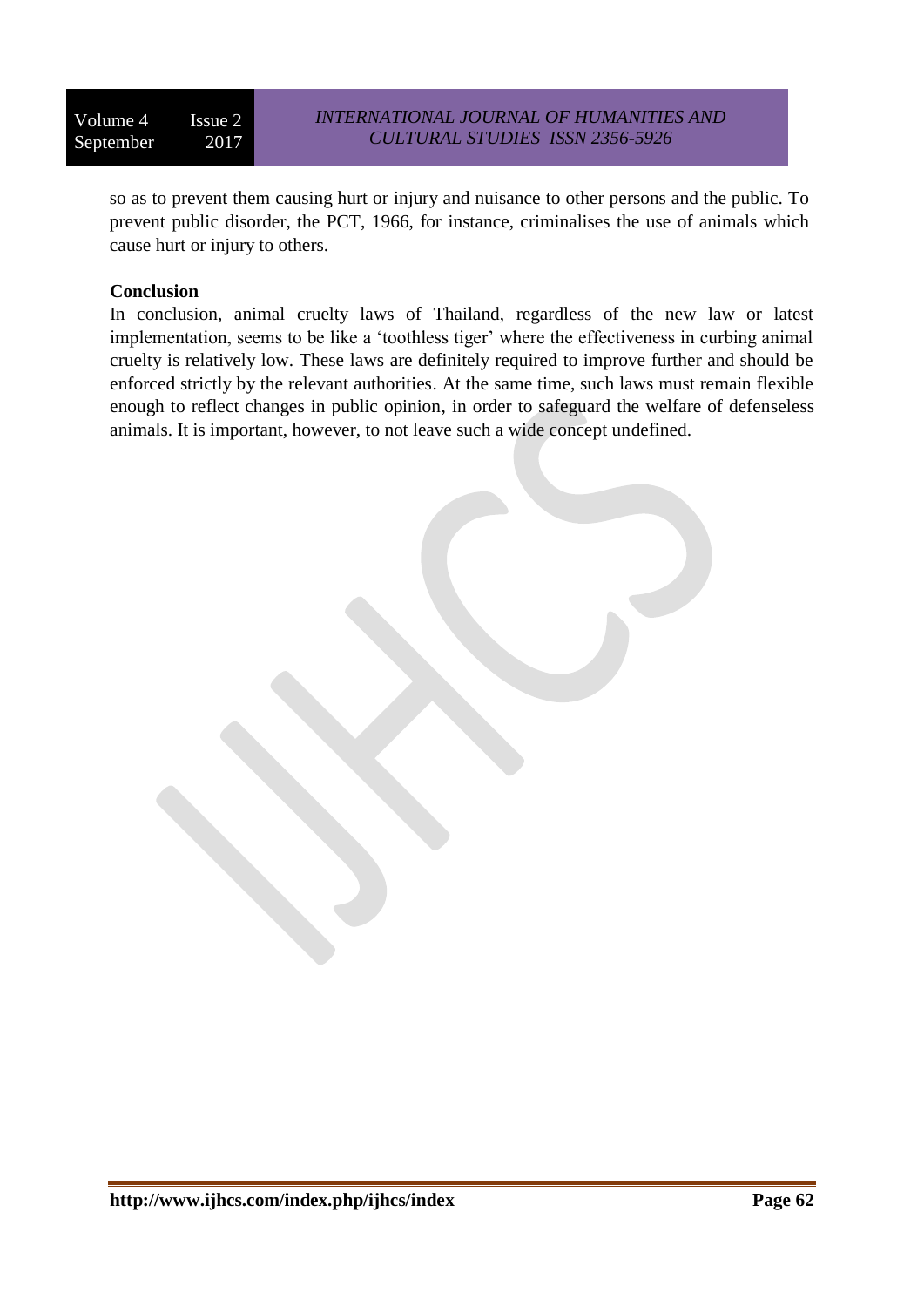so as to prevent them causing hurt or injury and nuisance to other persons and the public. To prevent public disorder, the PCT, 1966, for instance, criminalises the use of animals which cause hurt or injury to others.

**Conclusion**

In conclusion, animal cruelty laws of Thailand, regardless of the new law or latest implementation, seems to be like a 'toothless tiger' where the effectiveness in curbing animal cruelty is relatively low. These laws are definitely required to improve further and should be enforced strictly by the relevant authorities. At the same time, such laws must remain flexible enough to reflect changes in public opinion, in order to safeguard the welfare of defenseless animals. It is important, however, to not leave such a wide concept undefined.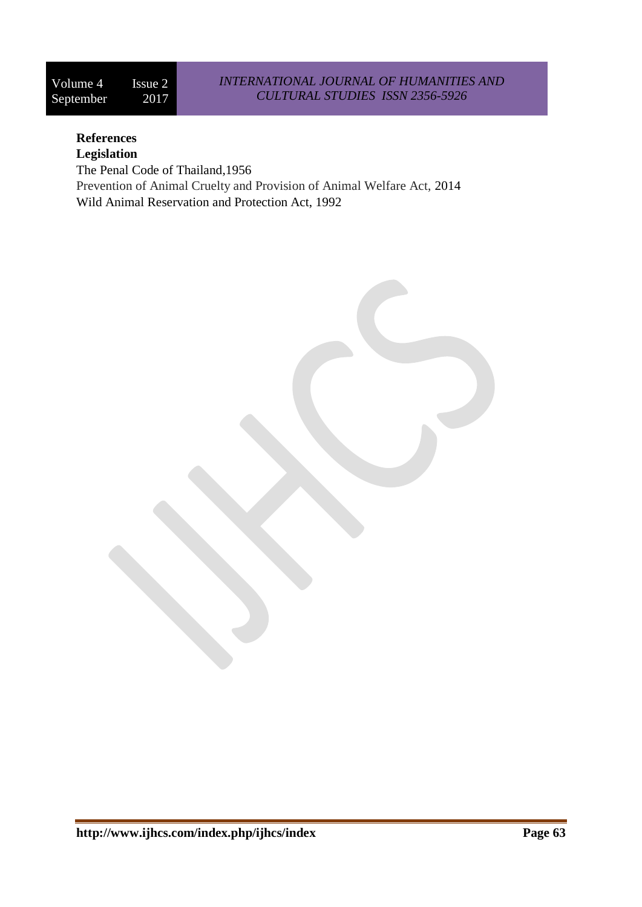**References**

**Legislation**

The Penal Code of Thailand,1956

Prevention of Animal Cruelty and Provision of Animal Welfare Act, 2014

Wild Animal Reservation and Protection Act, 1992